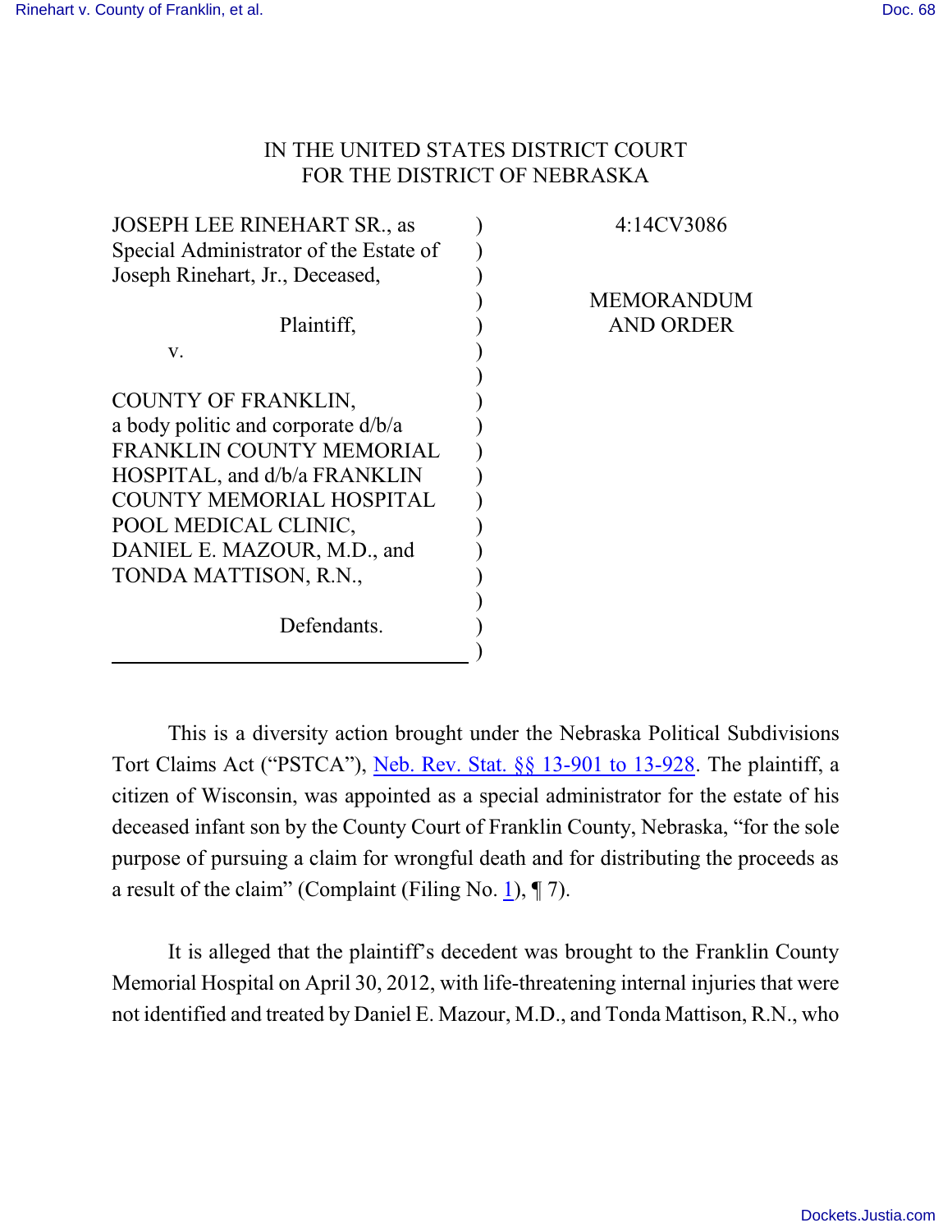IN THE UNITED STATES DISTRICT COURT
FOR THE DISTRICT OF NEBRASKA

| | | |
|---|---|---|
| JOSEPH LEE RINEHART SR., as Special Administrator of the Estate of Joseph Rinehart, Jr., Deceased, | ) | 4:14CV3086 |
| Plaintiff, | ) | MEMORANDUM AND ORDER |
| v. | ) | |
| COUNTY OF FRANKLIN, a body politic and corporate d/b/a FRANKLIN COUNTY MEMORIAL HOSPITAL, and d/b/a FRANKLIN COUNTY MEMORIAL HOSPITAL POOL MEDICAL CLINIC, DANIEL E. MAZOUR, M.D., and TONDA MATTISON, R.N., | ) | |
| Defendants. | ) | |

This is a diversity action brought under the Nebraska Political Subdivisions Tort Claims Act ("PSTCA"), Neb. Rev. Stat. §§ 13-901 to 13-928. The plaintiff, a citizen of Wisconsin, was appointed as a special administrator for the estate of his deceased infant son by the County Court of Franklin County, Nebraska, "for the sole purpose of pursuing a claim for wrongful death and for distributing the proceeds as a result of the claim" (Complaint (Filing No. 1), ¶ 7).

It is alleged that the plaintiff's decedent was brought to the Franklin County Memorial Hospital on April 30, 2012, with life-threatening internal injuries that were not identified and treated by Daniel E. Mazour, M.D., and Tonda Mattison, R.N., who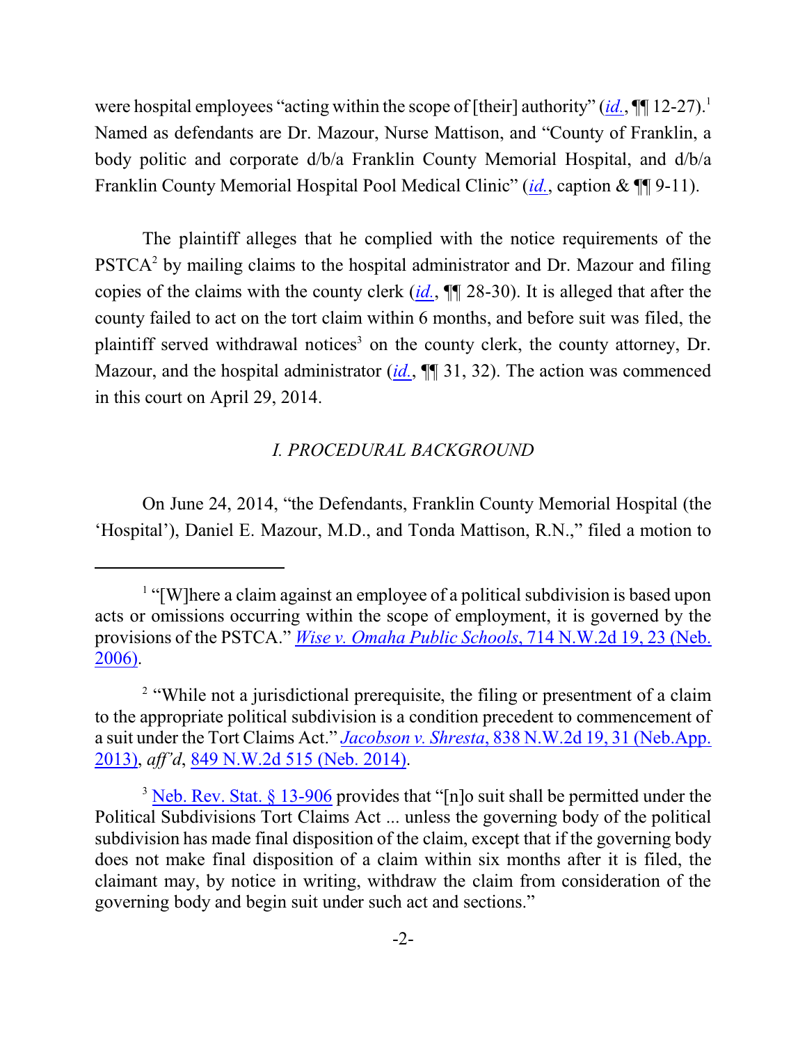were hospital employees "acting within the scope of [their] authority" (*id.*, ¶¶ 12-27).[1] Named as defendants are Dr. Mazour, Nurse Mattison, and "County of Franklin, a body politic and corporate d/b/a Franklin County Memorial Hospital, and d/b/a Franklin County Memorial Hospital Pool Medical Clinic" (*id.*, caption & ¶¶ 9-11).

The plaintiff alleges that he complied with the notice requirements of the PSTCA[2] by mailing claims to the hospital administrator and Dr. Mazour and filing copies of the claims with the county clerk (*id.*, ¶¶ 28-30). It is alleged that after the county failed to act on the tort claim within 6 months, and before suit was filed, the plaintiff served withdrawal notices[3] on the county clerk, the county attorney, Dr. Mazour, and the hospital administrator (*id.*, ¶¶ 31, 32). The action was commenced in this court on April 29, 2014.

## *I. PROCEDURAL BACKGROUND*

On June 24, 2014, "the Defendants, Franklin County Memorial Hospital (the 'Hospital'), Daniel E. Mazour, M.D., and Tonda Mattison, R.N.," filed a motion to

---

[1] "[W]here a claim against an employee of a political subdivision is based upon acts or omissions occurring within the scope of employment, it is governed by the provisions of the PSTCA." *Wise v. Omaha Public Schools*, 714 N.W.2d 19, 23 (Neb. 2006).

[2] "While not a jurisdictional prerequisite, the filing or presentment of a claim to the appropriate political subdivision is a condition precedent to commencement of a suit under the Tort Claims Act." *Jacobson v. Shresta*, 838 N.W.2d 19, 31 (Neb.App. 2013), *aff'd*, 849 N.W.2d 515 (Neb. 2014).

[3] Neb. Rev. Stat. § 13-906 provides that "[n]o suit shall be permitted under the Political Subdivisions Tort Claims Act ... unless the governing body of the political subdivision has made final disposition of the claim, except that if the governing body does not make final disposition of a claim within six months after it is filed, the claimant may, by notice in writing, withdraw the claim from consideration of the governing body and begin suit under such act and sections."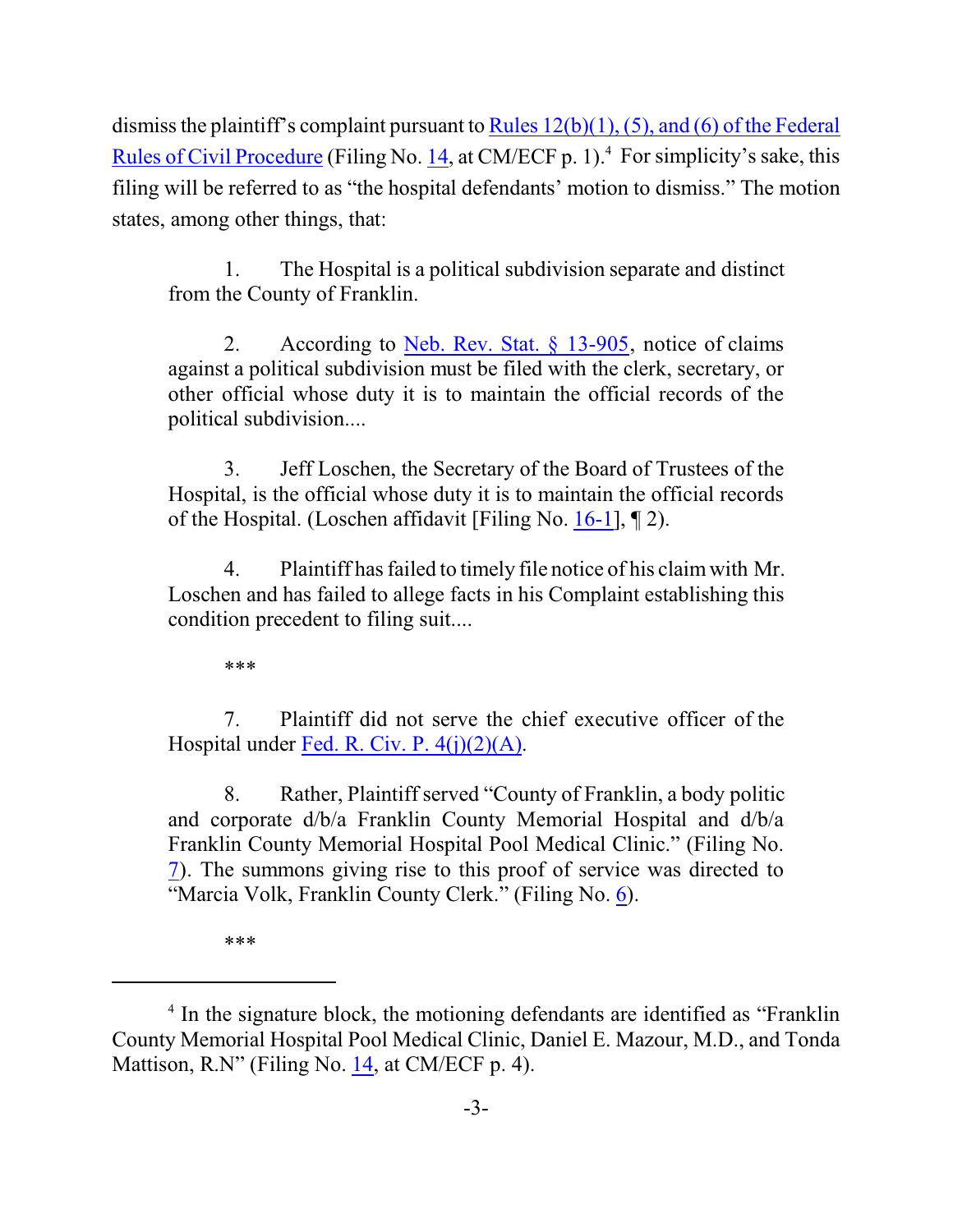dismiss the plaintiff's complaint pursuant to Rules 12(b)(1), (5), and (6) of the Federal Rules of Civil Procedure (Filing No. 14, at CM/ECF p. 1).[4] For simplicity's sake, this filing will be referred to as "the hospital defendants' motion to dismiss." The motion states, among other things, that:

> 1. The Hospital is a political subdivision separate and distinct from the County of Franklin.
>
> 2. According to Neb. Rev. Stat. § 13-905, notice of claims against a political subdivision must be filed with the clerk, secretary, or other official whose duty it is to maintain the official records of the political subdivision....
>
> 3. Jeff Loschen, the Secretary of the Board of Trustees of the Hospital, is the official whose duty it is to maintain the official records of the Hospital. (Loschen affidavit [Filing No. 16-1], ¶ 2).
>
> 4. Plaintiff has failed to timely file notice of his claim with Mr. Loschen and has failed to allege facts in his Complaint establishing this condition precedent to filing suit....
>
> ***
>
> 7. Plaintiff did not serve the chief executive officer of the Hospital under Fed. R. Civ. P. 4(j)(2)(A).
>
> 8. Rather, Plaintiff served "County of Franklin, a body politic and corporate d/b/a Franklin County Memorial Hospital and d/b/a Franklin County Memorial Hospital Pool Medical Clinic." (Filing No. 7). The summons giving rise to this proof of service was directed to "Marcia Volk, Franklin County Clerk." (Filing No. 6).
>
> ***

[4] In the signature block, the motioning defendants are identified as "Franklin County Memorial Hospital Pool Medical Clinic, Daniel E. Mazour, M.D., and Tonda Mattison, R.N" (Filing No. 14, at CM/ECF p. 4).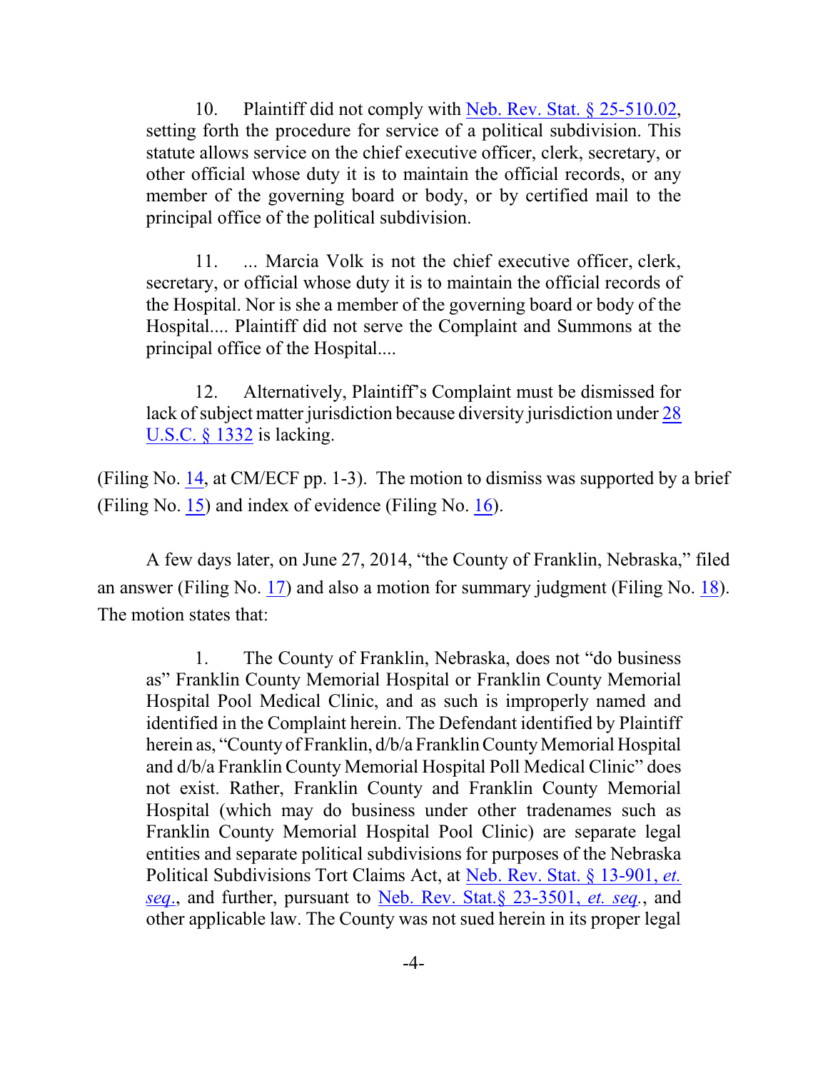> 10. Plaintiff did not comply with Neb. Rev. Stat. § 25-510.02, setting forth the procedure for service of a political subdivision. This statute allows service on the chief executive officer, clerk, secretary, or other official whose duty it is to maintain the official records, or any member of the governing board or body, or by certified mail to the principal office of the political subdivision.
>
> 11. ... Marcia Volk is not the chief executive officer, clerk, secretary, or official whose duty it is to maintain the official records of the Hospital. Nor is she a member of the governing board or body of the Hospital.... Plaintiff did not serve the Complaint and Summons at the principal office of the Hospital....
>
> 12. Alternatively, Plaintiff's Complaint must be dismissed for lack of subject matter jurisdiction because diversity jurisdiction under 28 U.S.C. § 1332 is lacking.

(Filing No. 14, at CM/ECF pp. 1-3). The motion to dismiss was supported by a brief (Filing No. 15) and index of evidence (Filing No. 16).

A few days later, on June 27, 2014, "the County of Franklin, Nebraska," filed an answer (Filing No. 17) and also a motion for summary judgment (Filing No. 18). The motion states that:

> 1. The County of Franklin, Nebraska, does not "do business as" Franklin County Memorial Hospital or Franklin County Memorial Hospital Pool Medical Clinic, and as such is improperly named and identified in the Complaint herein. The Defendant identified by Plaintiff herein as, "County of Franklin, d/b/a Franklin County Memorial Hospital and d/b/a Franklin County Memorial Hospital Poll Medical Clinic" does not exist. Rather, Franklin County and Franklin County Memorial Hospital (which may do business under other tradenames such as Franklin County Memorial Hospital Pool Clinic) are separate legal entities and separate political subdivisions for purposes of the Nebraska Political Subdivisions Tort Claims Act, at Neb. Rev. Stat. § 13-901, *et. seq.*, and further, pursuant to Neb. Rev. Stat.§ 23-3501, *et. seq.*, and other applicable law. The County was not sued herein in its proper legal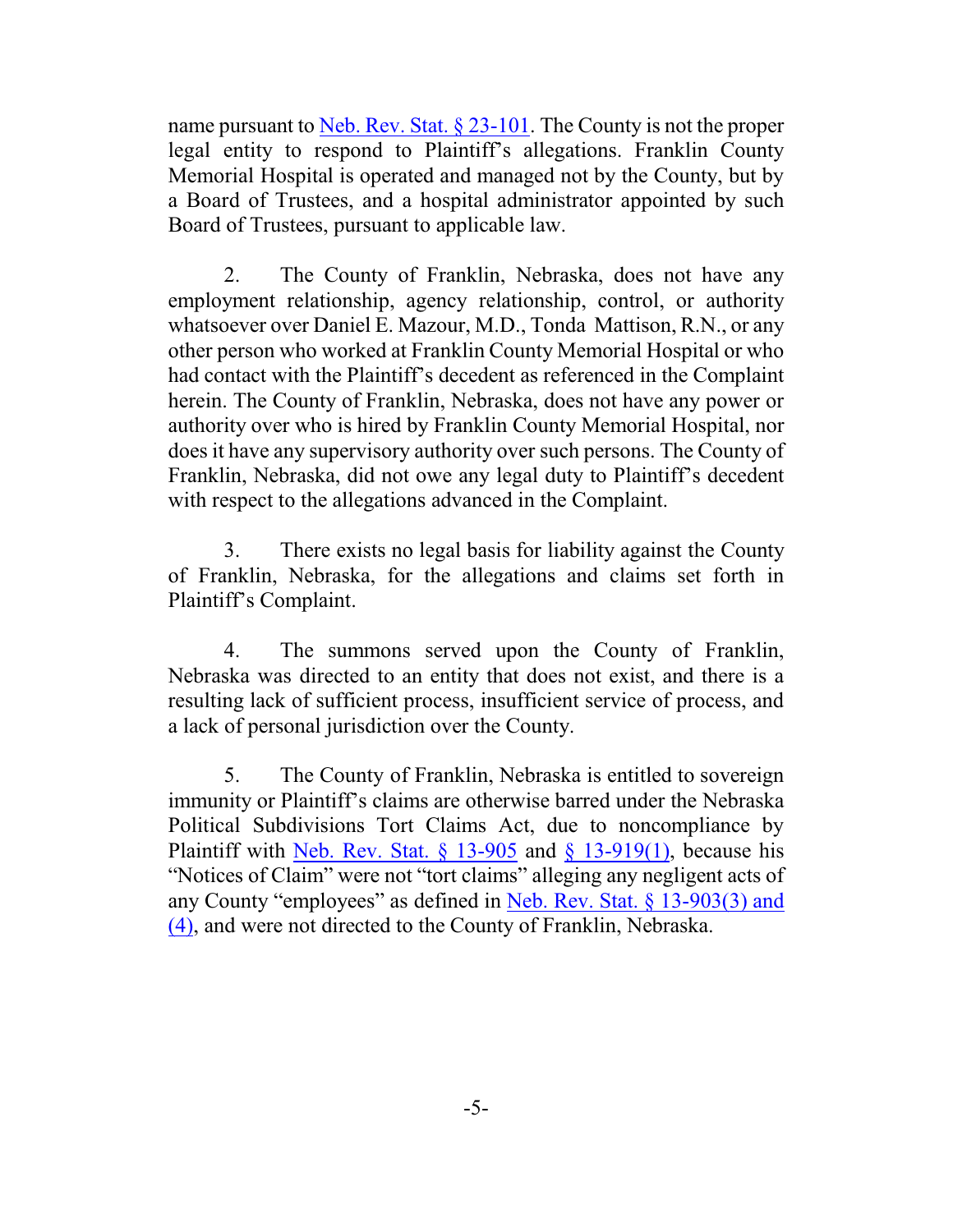name pursuant to Neb. Rev. Stat. § 23-101. The County is not the proper legal entity to respond to Plaintiff's allegations. Franklin County Memorial Hospital is operated and managed not by the County, but by a Board of Trustees, and a hospital administrator appointed by such Board of Trustees, pursuant to applicable law.

2. The County of Franklin, Nebraska, does not have any employment relationship, agency relationship, control, or authority whatsoever over Daniel E. Mazour, M.D., Tonda Mattison, R.N., or any other person who worked at Franklin County Memorial Hospital or who had contact with the Plaintiff's decedent as referenced in the Complaint herein. The County of Franklin, Nebraska, does not have any power or authority over who is hired by Franklin County Memorial Hospital, nor does it have any supervisory authority over such persons. The County of Franklin, Nebraska, did not owe any legal duty to Plaintiff's decedent with respect to the allegations advanced in the Complaint.

3. There exists no legal basis for liability against the County of Franklin, Nebraska, for the allegations and claims set forth in Plaintiff's Complaint.

4. The summons served upon the County of Franklin, Nebraska was directed to an entity that does not exist, and there is a resulting lack of sufficient process, insufficient service of process, and a lack of personal jurisdiction over the County.

5. The County of Franklin, Nebraska is entitled to sovereign immunity or Plaintiff's claims are otherwise barred under the Nebraska Political Subdivisions Tort Claims Act, due to noncompliance by Plaintiff with Neb. Rev. Stat. § 13-905 and § 13-919(1), because his "Notices of Claim" were not "tort claims" alleging any negligent acts of any County "employees" as defined in Neb. Rev. Stat. § 13-903(3) and (4), and were not directed to the County of Franklin, Nebraska.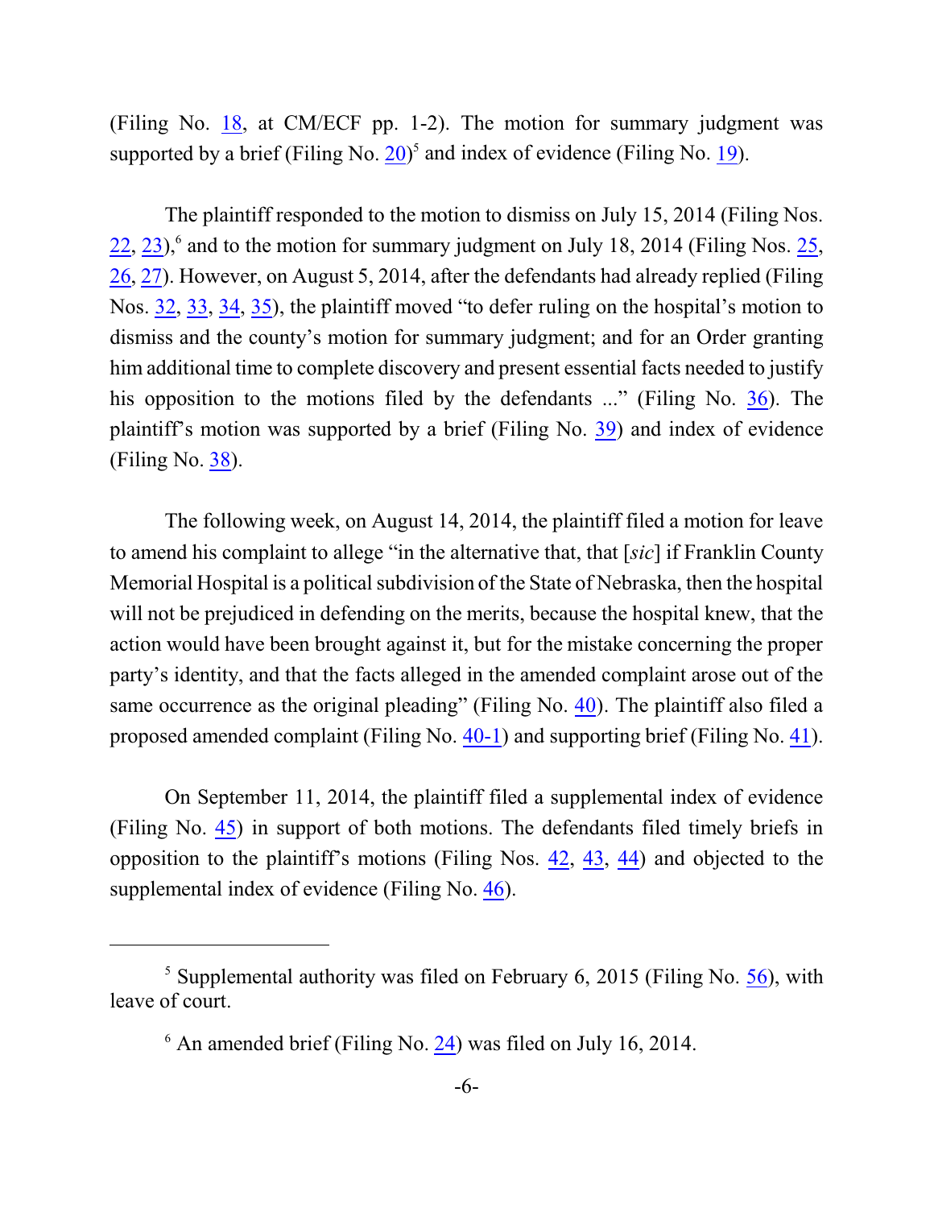(Filing No. 18, at CM/ECF pp. 1-2). The motion for summary judgment was supported by a brief (Filing No. 20)[5] and index of evidence (Filing No. 19).

The plaintiff responded to the motion to dismiss on July 15, 2014 (Filing Nos. 22, 23),[6] and to the motion for summary judgment on July 18, 2014 (Filing Nos. 25, 26, 27). However, on August 5, 2014, after the defendants had already replied (Filing Nos. 32, 33, 34, 35), the plaintiff moved "to defer ruling on the hospital's motion to dismiss and the county's motion for summary judgment; and for an Order granting him additional time to complete discovery and present essential facts needed to justify his opposition to the motions filed by the defendants ..." (Filing No. 36). The plaintiff's motion was supported by a brief (Filing No. 39) and index of evidence (Filing No. 38).

The following week, on August 14, 2014, the plaintiff filed a motion for leave to amend his complaint to allege "in the alternative that, that [*sic*] if Franklin County Memorial Hospital is a political subdivision of the State of Nebraska, then the hospital will not be prejudiced in defending on the merits, because the hospital knew, that the action would have been brought against it, but for the mistake concerning the proper party's identity, and that the facts alleged in the amended complaint arose out of the same occurrence as the original pleading" (Filing No. 40). The plaintiff also filed a proposed amended complaint (Filing No. 40-1) and supporting brief (Filing No. 41).

On September 11, 2014, the plaintiff filed a supplemental index of evidence (Filing No. 45) in support of both motions. The defendants filed timely briefs in opposition to the plaintiff's motions (Filing Nos. 42, 43, 44) and objected to the supplemental index of evidence (Filing No. 46).

---

[5] Supplemental authority was filed on February 6, 2015 (Filing No. 56), with leave of court.

[6] An amended brief (Filing No. 24) was filed on July 16, 2014.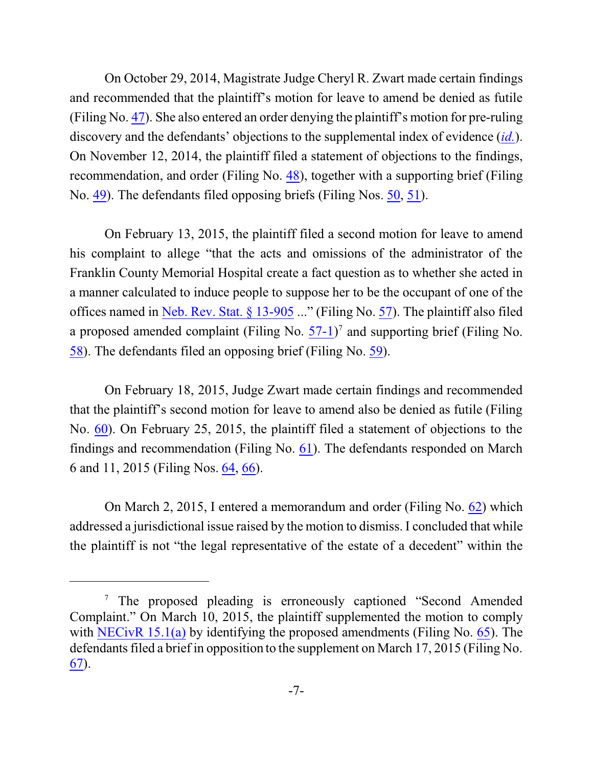On October 29, 2014, Magistrate Judge Cheryl R. Zwart made certain findings and recommended that the plaintiff's motion for leave to amend be denied as futile (Filing No. 47). She also entered an order denying the plaintiff's motion for pre-ruling discovery and the defendants' objections to the supplemental index of evidence (*id.*). On November 12, 2014, the plaintiff filed a statement of objections to the findings, recommendation, and order (Filing No. 48), together with a supporting brief (Filing No. 49). The defendants filed opposing briefs (Filing Nos. 50, 51).

On February 13, 2015, the plaintiff filed a second motion for leave to amend his complaint to allege "that the acts and omissions of the administrator of the Franklin County Memorial Hospital create a fact question as to whether she acted in a manner calculated to induce people to suppose her to be the occupant of one of the offices named in Neb. Rev. Stat. § 13-905 ..." (Filing No. 57). The plaintiff also filed a proposed amended complaint (Filing No. 57-1)[7] and supporting brief (Filing No. 58). The defendants filed an opposing brief (Filing No. 59).

On February 18, 2015, Judge Zwart made certain findings and recommended that the plaintiff's second motion for leave to amend also be denied as futile (Filing No. 60). On February 25, 2015, the plaintiff filed a statement of objections to the findings and recommendation (Filing No. 61). The defendants responded on March 6 and 11, 2015 (Filing Nos. 64, 66).

On March 2, 2015, I entered a memorandum and order (Filing No. 62) which addressed a jurisdictional issue raised by the motion to dismiss. I concluded that while the plaintiff is not "the legal representative of the estate of a decedent" within the

---

[7] The proposed pleading is erroneously captioned "Second Amended Complaint." On March 10, 2015, the plaintiff supplemented the motion to comply with NECivR 15.1(a) by identifying the proposed amendments (Filing No. 65). The defendants filed a brief in opposition to the supplement on March 17, 2015 (Filing No. 67).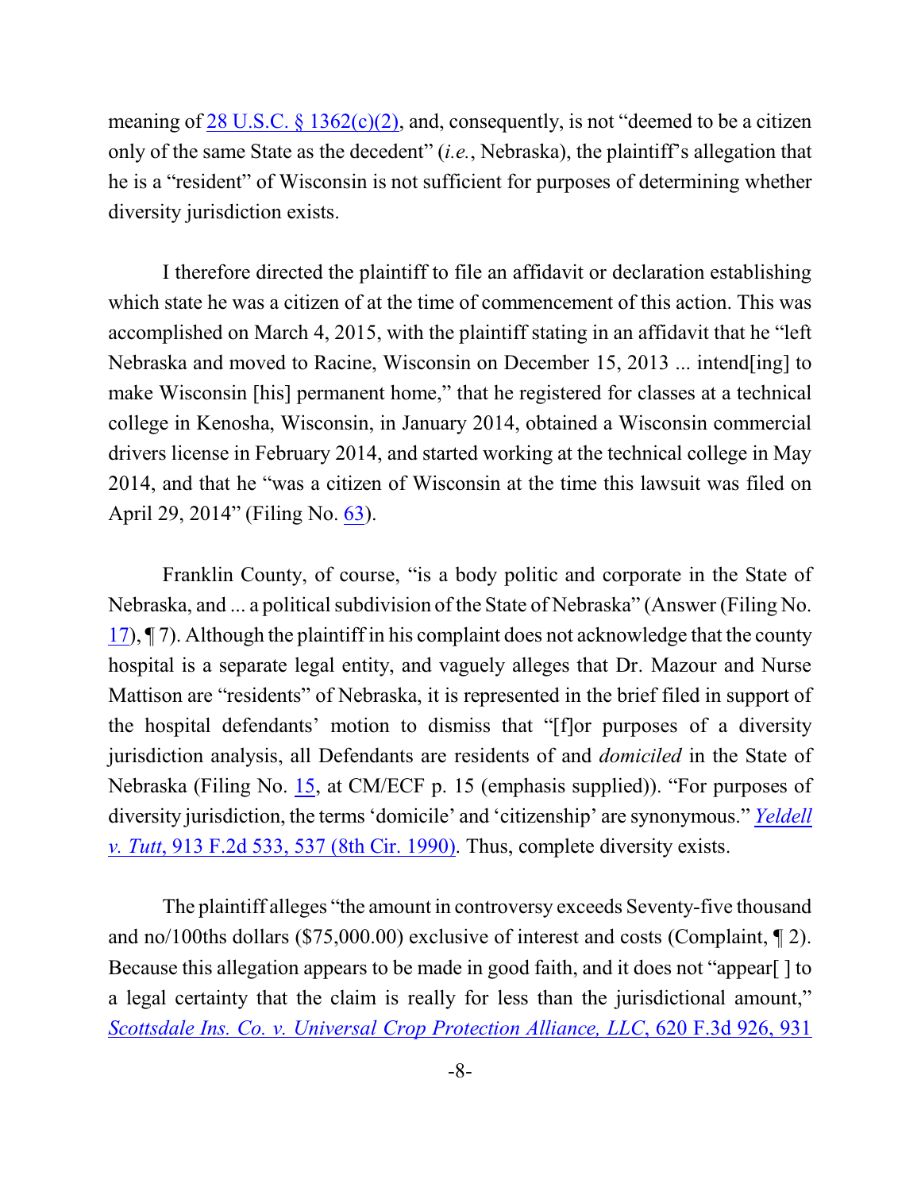meaning of 28 U.S.C. § 1362(c)(2), and, consequently, is not "deemed to be a citizen only of the same State as the decedent" (*i.e.*, Nebraska), the plaintiff's allegation that he is a "resident" of Wisconsin is not sufficient for purposes of determining whether diversity jurisdiction exists.

I therefore directed the plaintiff to file an affidavit or declaration establishing which state he was a citizen of at the time of commencement of this action. This was accomplished on March 4, 2015, with the plaintiff stating in an affidavit that he "left Nebraska and moved to Racine, Wisconsin on December 15, 2013 ... intend[ing] to make Wisconsin [his] permanent home," that he registered for classes at a technical college in Kenosha, Wisconsin, in January 2014, obtained a Wisconsin commercial drivers license in February 2014, and started working at the technical college in May 2014, and that he "was a citizen of Wisconsin at the time this lawsuit was filed on April 29, 2014" (Filing No. 63).

Franklin County, of course, "is a body politic and corporate in the State of Nebraska, and ... a political subdivision of the State of Nebraska" (Answer (Filing No. 17), ¶ 7). Although the plaintiff in his complaint does not acknowledge that the county hospital is a separate legal entity, and vaguely alleges that Dr. Mazour and Nurse Mattison are "residents" of Nebraska, it is represented in the brief filed in support of the hospital defendants' motion to dismiss that "[f]or purposes of a diversity jurisdiction analysis, all Defendants are residents of and *domiciled* in the State of Nebraska (Filing No. 15, at CM/ECF p. 15 (emphasis supplied)). "For purposes of diversity jurisdiction, the terms 'domicile' and 'citizenship' are synonymous." *Yeldell v. Tutt*, 913 F.2d 533, 537 (8th Cir. 1990). Thus, complete diversity exists.

The plaintiff alleges "the amount in controversy exceeds Seventy-five thousand and no/100ths dollars ($75,000.00) exclusive of interest and costs (Complaint, ¶ 2). Because this allegation appears to be made in good faith, and it does not "appear[ ] to a legal certainty that the claim is really for less than the jurisdictional amount," *Scottsdale Ins. Co. v. Universal Crop Protection Alliance, LLC*, 620 F.3d 926, 931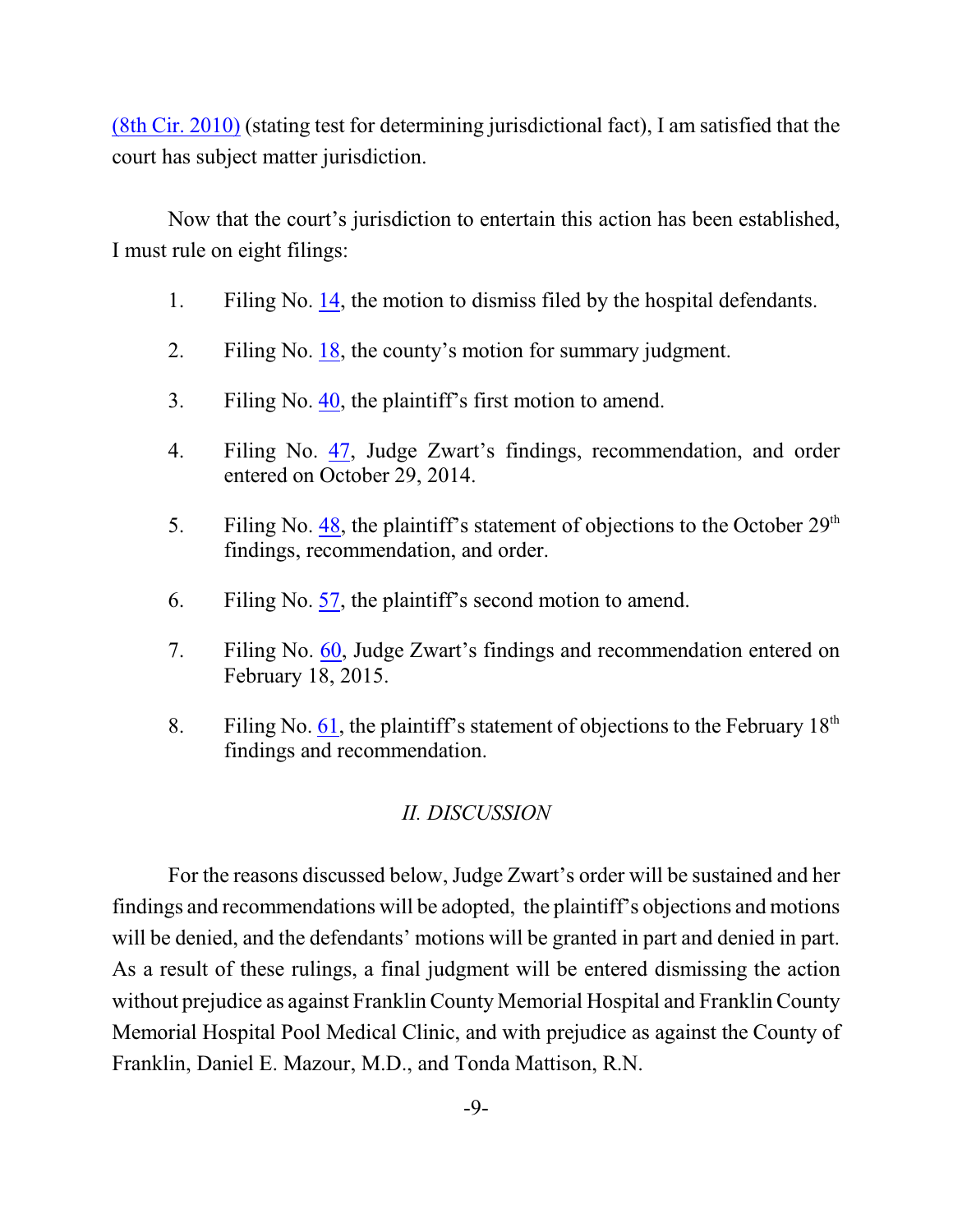(8th Cir. 2010) (stating test for determining jurisdictional fact), I am satisfied that the court has subject matter jurisdiction.

Now that the court's jurisdiction to entertain this action has been established, I must rule on eight filings:

1. Filing No. 14, the motion to dismiss filed by the hospital defendants.

2. Filing No. 18, the county's motion for summary judgment.

3. Filing No. 40, the plaintiff's first motion to amend.

4. Filing No. 47, Judge Zwart's findings, recommendation, and order entered on October 29, 2014.

5. Filing No. 48, the plaintiff's statement of objections to the October 29th findings, recommendation, and order.

6. Filing No. 57, the plaintiff's second motion to amend.

7. Filing No. 60, Judge Zwart's findings and recommendation entered on February 18, 2015.

8. Filing No. 61, the plaintiff's statement of objections to the February 18th findings and recommendation.

## *II. DISCUSSION*

For the reasons discussed below, Judge Zwart's order will be sustained and her findings and recommendations will be adopted, the plaintiff's objections and motions will be denied, and the defendants' motions will be granted in part and denied in part. As a result of these rulings, a final judgment will be entered dismissing the action without prejudice as against Franklin County Memorial Hospital and Franklin County Memorial Hospital Pool Medical Clinic, and with prejudice as against the County of Franklin, Daniel E. Mazour, M.D., and Tonda Mattison, R.N.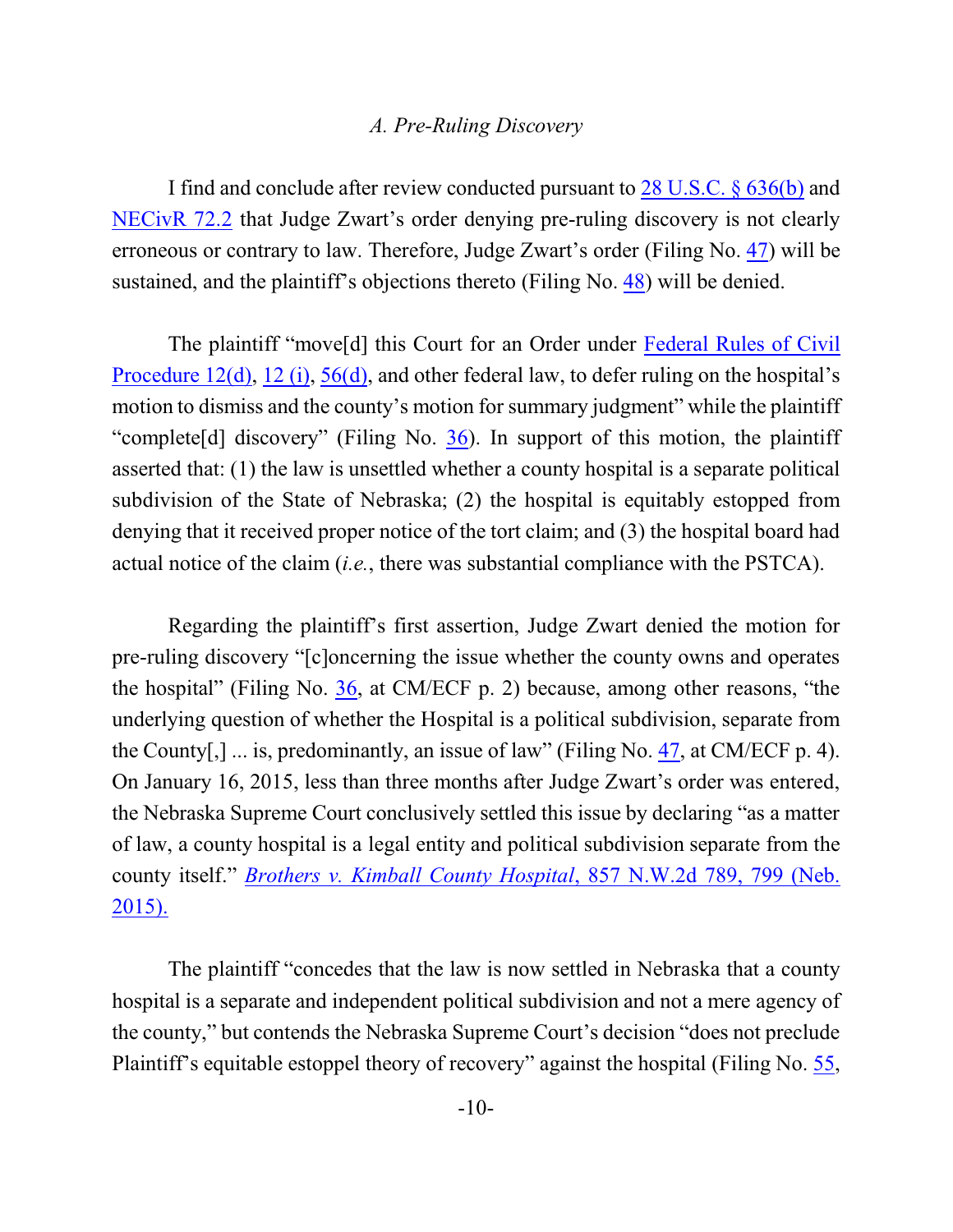### *A. Pre-Ruling Discovery*

I find and conclude after review conducted pursuant to 28 U.S.C. § 636(b) and NECivR 72.2 that Judge Zwart's order denying pre-ruling discovery is not clearly erroneous or contrary to law. Therefore, Judge Zwart's order (Filing No. 47) will be sustained, and the plaintiff's objections thereto (Filing No. 48) will be denied.

The plaintiff "move[d] this Court for an Order under Federal Rules of Civil Procedure 12(d), 12 (i), 56(d), and other federal law, to defer ruling on the hospital's motion to dismiss and the county's motion for summary judgment" while the plaintiff "complete[d] discovery" (Filing No. 36). In support of this motion, the plaintiff asserted that: (1) the law is unsettled whether a county hospital is a separate political subdivision of the State of Nebraska; (2) the hospital is equitably estopped from denying that it received proper notice of the tort claim; and (3) the hospital board had actual notice of the claim (*i.e.*, there was substantial compliance with the PSTCA).

Regarding the plaintiff's first assertion, Judge Zwart denied the motion for pre-ruling discovery "[c]oncerning the issue whether the county owns and operates the hospital" (Filing No. 36, at CM/ECF p. 2) because, among other reasons, "the underlying question of whether the Hospital is a political subdivision, separate from the County[,] ... is, predominantly, an issue of law" (Filing No. 47, at CM/ECF p. 4). On January 16, 2015, less than three months after Judge Zwart's order was entered, the Nebraska Supreme Court conclusively settled this issue by declaring "as a matter of law, a county hospital is a legal entity and political subdivision separate from the county itself." *Brothers v. Kimball County Hospital*, 857 N.W.2d 789, 799 (Neb. 2015).

The plaintiff "concedes that the law is now settled in Nebraska that a county hospital is a separate and independent political subdivision and not a mere agency of the county," but contends the Nebraska Supreme Court's decision "does not preclude Plaintiff's equitable estoppel theory of recovery" against the hospital (Filing No. 55,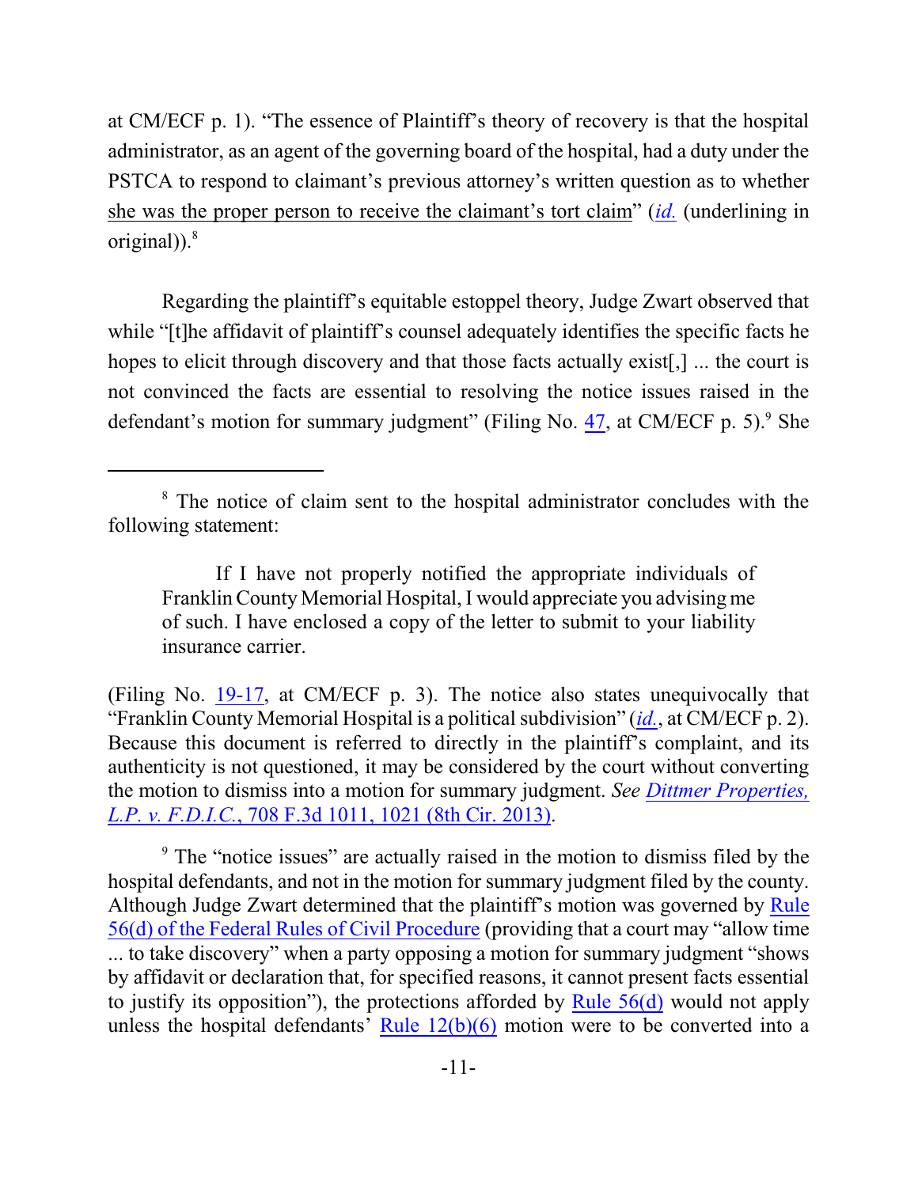at CM/ECF p. 1). "The essence of Plaintiff's theory of recovery is that the hospital administrator, as an agent of the governing board of the hospital, had a duty under the PSTCA to respond to claimant's previous attorney's written question as to whether she was the proper person to receive the claimant's tort claim" (*id.* (underlining in original)).[8]

Regarding the plaintiff's equitable estoppel theory, Judge Zwart observed that while "[t]he affidavit of plaintiff's counsel adequately identifies the specific facts he hopes to elicit through discovery and that those facts actually exist[,] ... the court is not convinced the facts are essential to resolving the notice issues raised in the defendant's motion for summary judgment" (Filing No. 47, at CM/ECF p. 5).[9] She

---

[8] The notice of claim sent to the hospital administrator concludes with the following statement:

> If I have not properly notified the appropriate individuals of Franklin County Memorial Hospital, I would appreciate you advising me of such. I have enclosed a copy of the letter to submit to your liability insurance carrier.

(Filing No. 19-17, at CM/ECF p. 3). The notice also states unequivocally that "Franklin County Memorial Hospital is a political subdivision" (*id.*, at CM/ECF p. 2). Because this document is referred to directly in the plaintiff's complaint, and its authenticity is not questioned, it may be considered by the court without converting the motion to dismiss into a motion for summary judgment. *See Dittmer Properties, L.P. v. F.D.I.C.*, 708 F.3d 1011, 1021 (8th Cir. 2013).

[9] The "notice issues" are actually raised in the motion to dismiss filed by the hospital defendants, and not in the motion for summary judgment filed by the county. Although Judge Zwart determined that the plaintiff's motion was governed by Rule 56(d) of the Federal Rules of Civil Procedure (providing that a court may "allow time ... to take discovery" when a party opposing a motion for summary judgment "shows by affidavit or declaration that, for specified reasons, it cannot present facts essential to justify its opposition"), the protections afforded by Rule 56(d) would not apply unless the hospital defendants' Rule 12(b)(6) motion were to be converted into a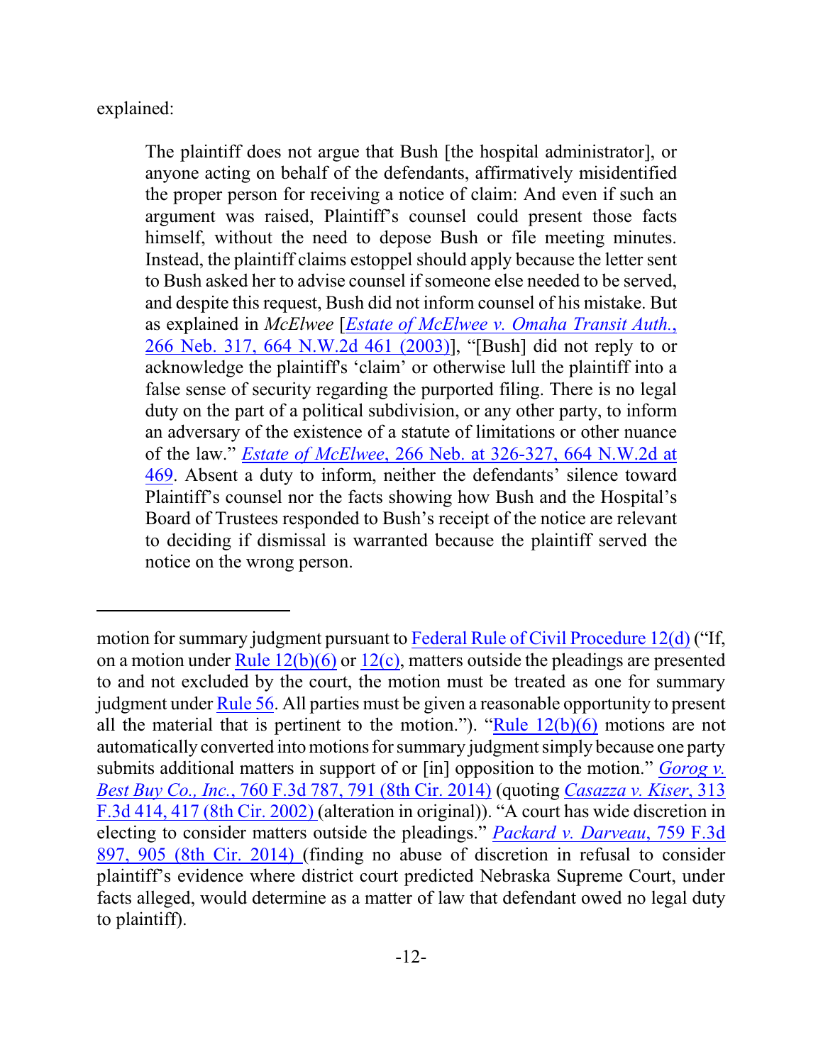explained:

> The plaintiff does not argue that Bush [the hospital administrator], or anyone acting on behalf of the defendants, affirmatively misidentified the proper person for receiving a notice of claim: And even if such an argument was raised, Plaintiff's counsel could present those facts himself, without the need to depose Bush or file meeting minutes. Instead, the plaintiff claims estoppel should apply because the letter sent to Bush asked her to advise counsel if someone else needed to be served, and despite this request, Bush did not inform counsel of his mistake. But as explained in *McElwee* [*Estate of McElwee v. Omaha Transit Auth.*, 266 Neb. 317, 664 N.W.2d 461 (2003)], "[Bush] did not reply to or acknowledge the plaintiff's 'claim' or otherwise lull the plaintiff into a false sense of security regarding the purported filing. There is no legal duty on the part of a political subdivision, or any other party, to inform an adversary of the existence of a statute of limitations or other nuance of the law." *Estate of McElwee*, 266 Neb. at 326-327, 664 N.W.2d at 469. Absent a duty to inform, neither the defendants' silence toward Plaintiff's counsel nor the facts showing how Bush and the Hospital's Board of Trustees responded to Bush's receipt of the notice are relevant to deciding if dismissal is warranted because the plaintiff served the notice on the wrong person.

---

motion for summary judgment pursuant to Federal Rule of Civil Procedure 12(d) ("If, on a motion under Rule 12(b)(6) or 12(c), matters outside the pleadings are presented to and not excluded by the court, the motion must be treated as one for summary judgment under Rule 56. All parties must be given a reasonable opportunity to present all the material that is pertinent to the motion."). "Rule 12(b)(6) motions are not automatically converted into motions for summary judgment simply because one party submits additional matters in support of or [in] opposition to the motion." *Gorog v. Best Buy Co., Inc.*, 760 F.3d 787, 791 (8th Cir. 2014) (quoting *Casazza v. Kiser*, 313 F.3d 414, 417 (8th Cir. 2002) (alteration in original)). "A court has wide discretion in electing to consider matters outside the pleadings." *Packard v. Darveau*, 759 F.3d 897, 905 (8th Cir. 2014) (finding no abuse of discretion in refusal to consider plaintiff's evidence where district court predicted Nebraska Supreme Court, under facts alleged, would determine as a matter of law that defendant owed no legal duty to plaintiff).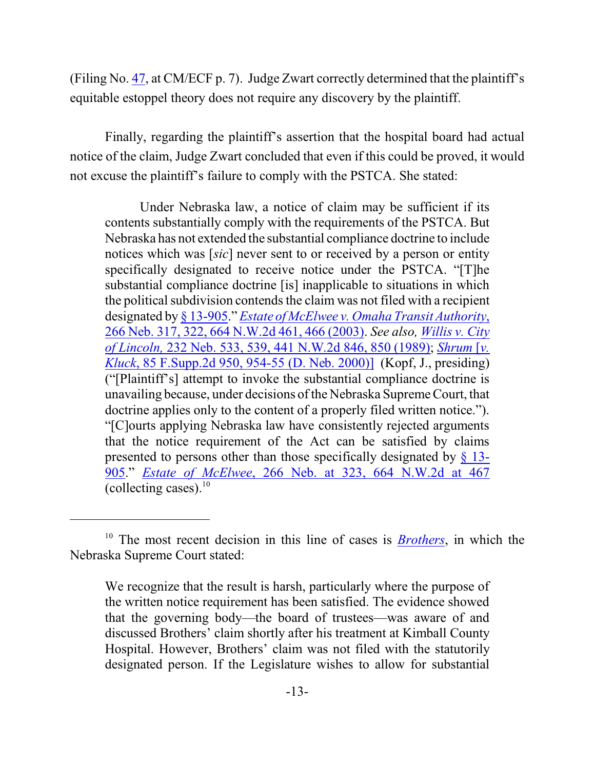(Filing No. 47, at CM/ECF p. 7). Judge Zwart correctly determined that the plaintiff's equitable estoppel theory does not require any discovery by the plaintiff.

Finally, regarding the plaintiff's assertion that the hospital board had actual notice of the claim, Judge Zwart concluded that even if this could be proved, it would not excuse the plaintiff's failure to comply with the PSTCA. She stated:

> Under Nebraska law, a notice of claim may be sufficient if its contents substantially comply with the requirements of the PSTCA. But Nebraska has not extended the substantial compliance doctrine to include notices which was [*sic*] never sent to or received by a person or entity specifically designated to receive notice under the PSTCA. "[T]he substantial compliance doctrine [is] inapplicable to situations in which the political subdivision contends the claim was not filed with a recipient designated by § 13-905." *Estate of McElwee v. Omaha Transit Authority*, 266 Neb. 317, 322, 664 N.W.2d 461, 466 (2003). *See also, Willis v. City of Lincoln,* 232 Neb. 533, 539, 441 N.W.2d 846, 850 (1989); *Shrum* [*v. Kluck*, 85 F.Supp.2d 950, 954-55 (D. Neb. 2000)] (Kopf, J., presiding) ("[Plaintiff's] attempt to invoke the substantial compliance doctrine is unavailing because, under decisions of the Nebraska Supreme Court, that doctrine applies only to the content of a properly filed written notice."). "[C]ourts applying Nebraska law have consistently rejected arguments that the notice requirement of the Act can be satisfied by claims presented to persons other than those specifically designated by § 13-905." *Estate of McElwee*, 266 Neb. at 323, 664 N.W.2d at 467 (collecting cases).[10]

---

[10] The most recent decision in this line of cases is ***Brothers***, in which the Nebraska Supreme Court stated:

> We recognize that the result is harsh, particularly where the purpose of the written notice requirement has been satisfied. The evidence showed that the governing body—the board of trustees—was aware of and discussed Brothers' claim shortly after his treatment at Kimball County Hospital. However, Brothers' claim was not filed with the statutorily designated person. If the Legislature wishes to allow for substantial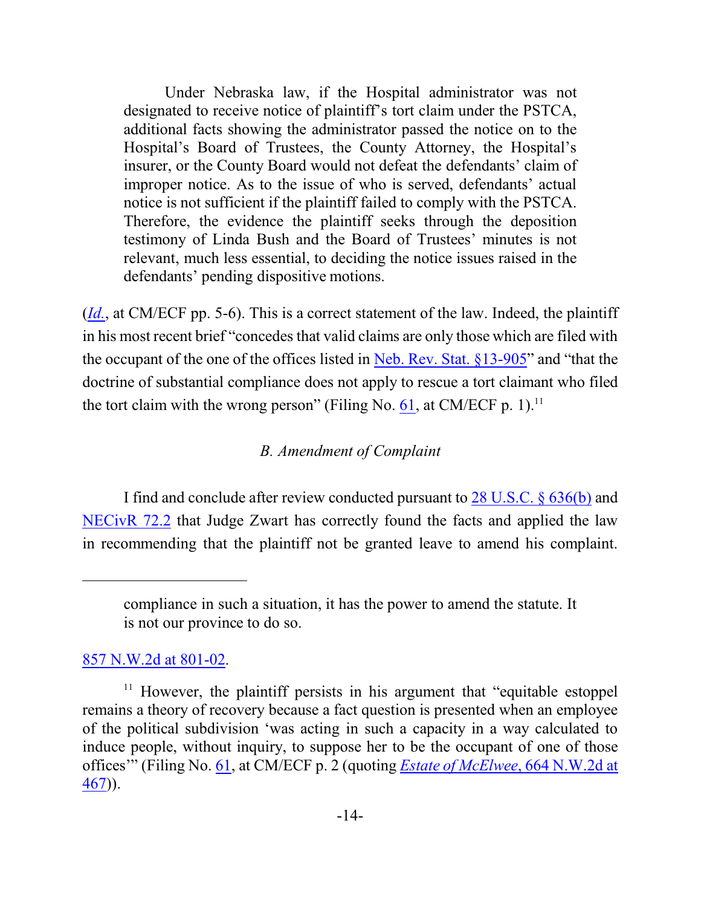> Under Nebraska law, if the Hospital administrator was not designated to receive notice of plaintiff's tort claim under the PSTCA, additional facts showing the administrator passed the notice on to the Hospital's Board of Trustees, the County Attorney, the Hospital's insurer, or the County Board would not defeat the defendants' claim of improper notice. As to the issue of who is served, defendants' actual notice is not sufficient if the plaintiff failed to comply with the PSTCA. Therefore, the evidence the plaintiff seeks through the deposition testimony of Linda Bush and the Board of Trustees' minutes is not relevant, much less essential, to deciding the notice issues raised in the defendants' pending dispositive motions.

(*Id.*, at CM/ECF pp. 5-6). This is a correct statement of the law. Indeed, the plaintiff in his most recent brief "concedes that valid claims are only those which are filed with the occupant of the one of the offices listed in Neb. Rev. Stat. §13-905" and "that the doctrine of substantial compliance does not apply to rescue a tort claimant who filed the tort claim with the wrong person" (Filing No. 61, at CM/ECF p. 1).[11]

*B. Amendment of Complaint*

I find and conclude after review conducted pursuant to 28 U.S.C. § 636(b) and NECivR 72.2 that Judge Zwart has correctly found the facts and applied the law in recommending that the plaintiff not be granted leave to amend his complaint.

---

> compliance in such a situation, it has the power to amend the statute. It is not our province to do so.

857 N.W.2d at 801-02.

[11] However, the plaintiff persists in his argument that "equitable estoppel remains a theory of recovery because a fact question is presented when an employee of the political subdivision 'was acting in such a capacity in a way calculated to induce people, without inquiry, to suppose her to be the occupant of one of those offices'" (Filing No. 61, at CM/ECF p. 2 (quoting *Estate of McElwee*, 664 N.W.2d at 467)).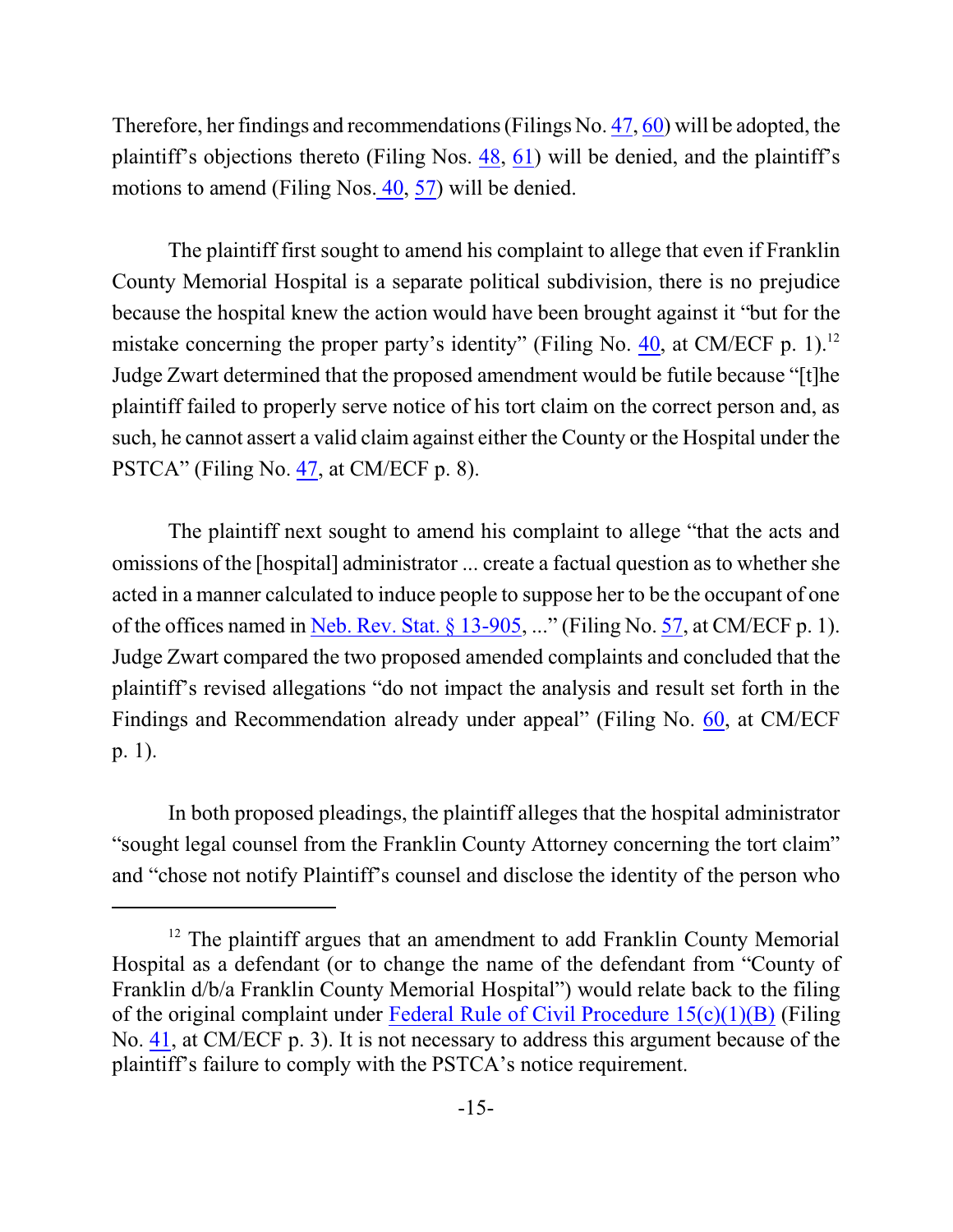Therefore, her findings and recommendations (Filings No. 47, 60) will be adopted, the plaintiff's objections thereto (Filing Nos. 48, 61) will be denied, and the plaintiff's motions to amend (Filing Nos. 40, 57) will be denied.

The plaintiff first sought to amend his complaint to allege that even if Franklin County Memorial Hospital is a separate political subdivision, there is no prejudice because the hospital knew the action would have been brought against it "but for the mistake concerning the proper party's identity" (Filing No. 40, at CM/ECF p. 1).[12] Judge Zwart determined that the proposed amendment would be futile because "[t]he plaintiff failed to properly serve notice of his tort claim on the correct person and, as such, he cannot assert a valid claim against either the County or the Hospital under the PSTCA" (Filing No. 47, at CM/ECF p. 8).

The plaintiff next sought to amend his complaint to allege "that the acts and omissions of the [hospital] administrator ... create a factual question as to whether she acted in a manner calculated to induce people to suppose her to be the occupant of one of the offices named in Neb. Rev. Stat. § 13-905, ..." (Filing No. 57, at CM/ECF p. 1). Judge Zwart compared the two proposed amended complaints and concluded that the plaintiff's revised allegations "do not impact the analysis and result set forth in the Findings and Recommendation already under appeal" (Filing No. 60, at CM/ECF p. 1).

In both proposed pleadings, the plaintiff alleges that the hospital administrator "sought legal counsel from the Franklin County Attorney concerning the tort claim" and "chose not notify Plaintiff's counsel and disclose the identity of the person who

[12] The plaintiff argues that an amendment to add Franklin County Memorial Hospital as a defendant (or to change the name of the defendant from "County of Franklin d/b/a Franklin County Memorial Hospital") would relate back to the filing of the original complaint under Federal Rule of Civil Procedure 15(c)(1)(B) (Filing No. 41, at CM/ECF p. 3). It is not necessary to address this argument because of the plaintiff's failure to comply with the PSTCA's notice requirement.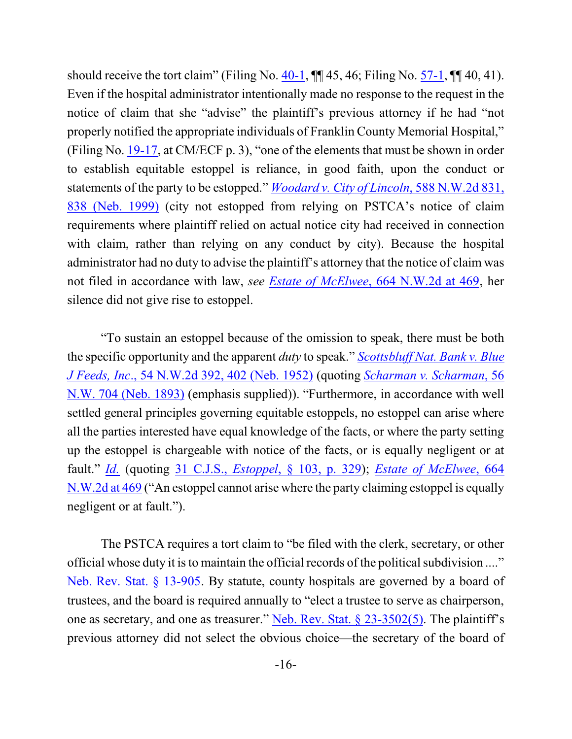should receive the tort claim" (Filing No. 40-1, ¶¶ 45, 46; Filing No. 57-1, ¶¶ 40, 41). Even if the hospital administrator intentionally made no response to the request in the notice of claim that she "advise" the plaintiff's previous attorney if he had "not properly notified the appropriate individuals of Franklin County Memorial Hospital," (Filing No. 19-17, at CM/ECF p. 3), "one of the elements that must be shown in order to establish equitable estoppel is reliance, in good faith, upon the conduct or statements of the party to be estopped." *Woodard v. City of Lincoln*, 588 N.W.2d 831, 838 (Neb. 1999) (city not estopped from relying on PSTCA's notice of claim requirements where plaintiff relied on actual notice city had received in connection with claim, rather than relying on any conduct by city). Because the hospital administrator had no duty to advise the plaintiff's attorney that the notice of claim was not filed in accordance with law, *see Estate of McElwee*, 664 N.W.2d at 469, her silence did not give rise to estoppel.

"To sustain an estoppel because of the omission to speak, there must be both the specific opportunity and the apparent *duty* to speak." *Scottsbluff Nat. Bank v. Blue J Feeds, Inc.*, 54 N.W.2d 392, 402 (Neb. 1952) (quoting *Scharman v. Scharman*, 56 N.W. 704 (Neb. 1893) (emphasis supplied)). "Furthermore, in accordance with well settled general principles governing equitable estoppels, no estoppel can arise where all the parties interested have equal knowledge of the facts, or where the party setting up the estoppel is chargeable with notice of the facts, or is equally negligent or at fault." *Id.* (quoting 31 C.J.S., *Estoppel*, § 103, p. 329); *Estate of McElwee*, 664 N.W.2d at 469 ("An estoppel cannot arise where the party claiming estoppel is equally negligent or at fault.").

The PSTCA requires a tort claim to "be filed with the clerk, secretary, or other official whose duty it is to maintain the official records of the political subdivision ...." Neb. Rev. Stat. § 13-905. By statute, county hospitals are governed by a board of trustees, and the board is required annually to "elect a trustee to serve as chairperson, one as secretary, and one as treasurer." Neb. Rev. Stat. § 23-3502(5). The plaintiff's previous attorney did not select the obvious choice—the secretary of the board of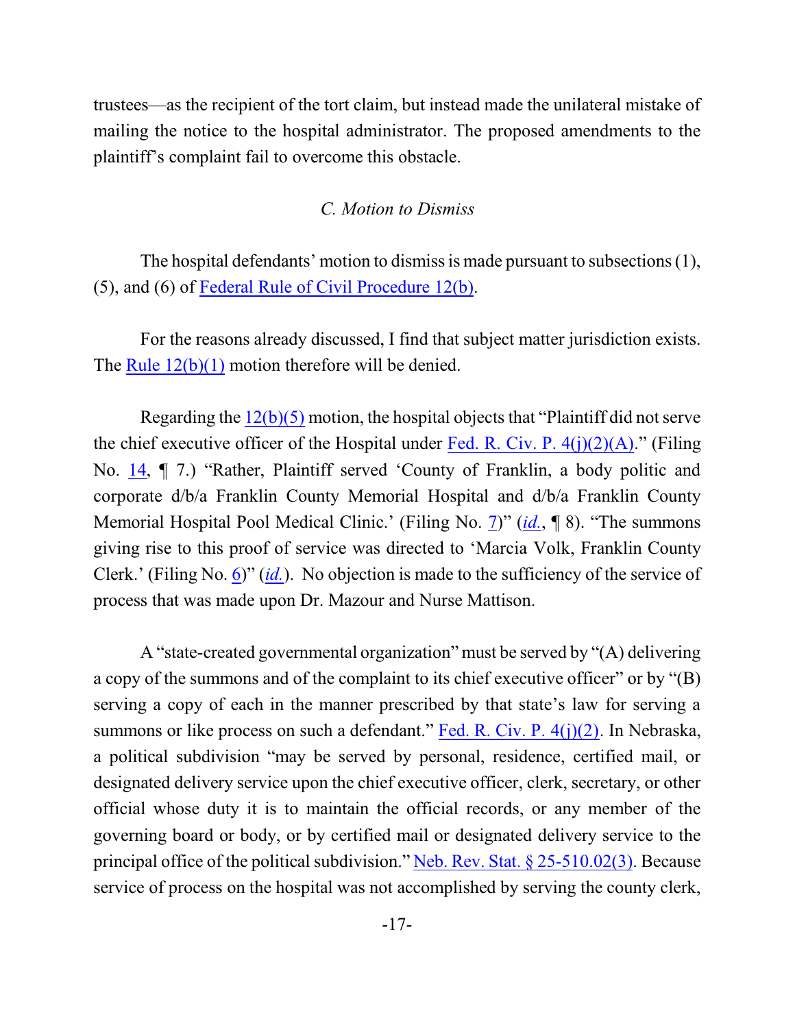trustees—as the recipient of the tort claim, but instead made the unilateral mistake of mailing the notice to the hospital administrator. The proposed amendments to the plaintiff's complaint fail to overcome this obstacle.

### *C. Motion to Dismiss*

The hospital defendants' motion to dismiss is made pursuant to subsections (1), (5), and (6) of Federal Rule of Civil Procedure 12(b).

For the reasons already discussed, I find that subject matter jurisdiction exists. The Rule 12(b)(1) motion therefore will be denied.

Regarding the 12(b)(5) motion, the hospital objects that "Plaintiff did not serve the chief executive officer of the Hospital under Fed. R. Civ. P. 4(j)(2)(A)." (Filing No. 14, ¶ 7.) "Rather, Plaintiff served 'County of Franklin, a body politic and corporate d/b/a Franklin County Memorial Hospital and d/b/a Franklin County Memorial Hospital Pool Medical Clinic.' (Filing No. 7)" (*id.*, ¶ 8). "The summons giving rise to this proof of service was directed to 'Marcia Volk, Franklin County Clerk.' (Filing No. 6)" (*id.*). No objection is made to the sufficiency of the service of process that was made upon Dr. Mazour and Nurse Mattison.

A "state-created governmental organization" must be served by "(A) delivering a copy of the summons and of the complaint to its chief executive officer" or by "(B) serving a copy of each in the manner prescribed by that state's law for serving a summons or like process on such a defendant." Fed. R. Civ. P. 4(j)(2). In Nebraska, a political subdivision "may be served by personal, residence, certified mail, or designated delivery service upon the chief executive officer, clerk, secretary, or other official whose duty it is to maintain the official records, or any member of the governing board or body, or by certified mail or designated delivery service to the principal office of the political subdivision." Neb. Rev. Stat. § 25-510.02(3). Because service of process on the hospital was not accomplished by serving the county clerk,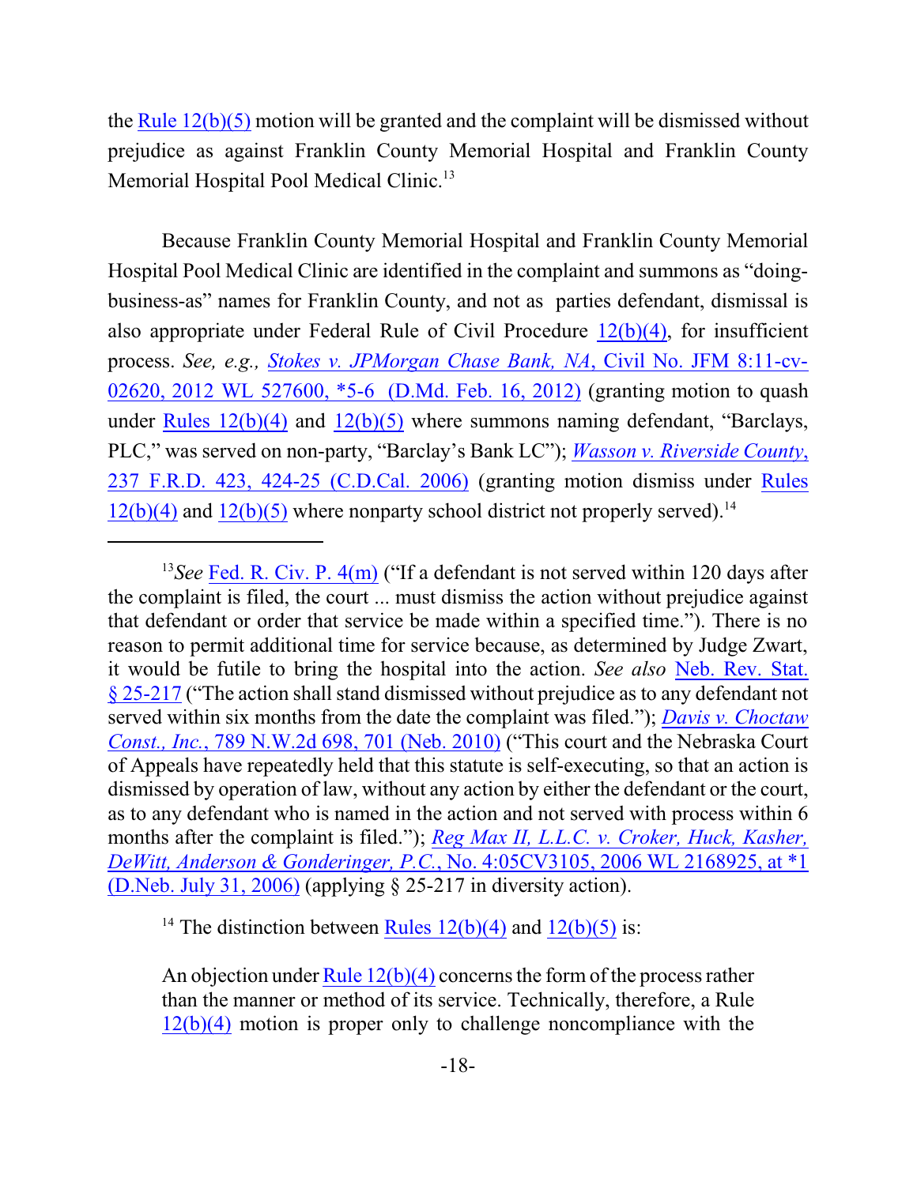the Rule 12(b)(5) motion will be granted and the complaint will be dismissed without prejudice as against Franklin County Memorial Hospital and Franklin County Memorial Hospital Pool Medical Clinic.[13]

Because Franklin County Memorial Hospital and Franklin County Memorial Hospital Pool Medical Clinic are identified in the complaint and summons as "doing-business-as" names for Franklin County, and not as parties defendant, dismissal is also appropriate under Federal Rule of Civil Procedure 12(b)(4), for insufficient process. *See, e.g., Stokes v. JPMorgan Chase Bank, NA*, Civil No. JFM 8:11-cv-02620, 2012 WL 527600, *5-6 (D.Md. Feb. 16, 2012) (granting motion to quash under Rules 12(b)(4) and 12(b)(5) where summons naming defendant, "Barclays, PLC," was served on non-party, "Barclay's Bank LC"); *Wasson v. Riverside County*, 237 F.R.D. 423, 424-25 (C.D.Cal. 2006) (granting motion dismiss under Rules 12(b)(4) and 12(b)(5) where nonparty school district not properly served).[14]

---

[13] *See* Fed. R. Civ. P. 4(m) ("If a defendant is not served within 120 days after the complaint is filed, the court ... must dismiss the action without prejudice against that defendant or order that service be made within a specified time."). There is no reason to permit additional time for service because, as determined by Judge Zwart, it would be futile to bring the hospital into the action. *See also* Neb. Rev. Stat. § 25-217 ("The action shall stand dismissed without prejudice as to any defendant not served within six months from the date the complaint was filed."); *Davis v. Choctaw Const., Inc.*, 789 N.W.2d 698, 701 (Neb. 2010) ("This court and the Nebraska Court of Appeals have repeatedly held that this statute is self-executing, so that an action is dismissed by operation of law, without any action by either the defendant or the court, as to any defendant who is named in the action and not served with process within 6 months after the complaint is filed."); *Reg Max II, L.L.C. v. Croker, Huck, Kasher, DeWitt, Anderson & Gonderinger, P.C.*, No. 4:05CV3105, 2006 WL 2168925, at *1 (D.Neb. July 31, 2006) (applying § 25-217 in diversity action).

[14] The distinction between Rules 12(b)(4) and 12(b)(5) is:

> An objection under Rule 12(b)(4) concerns the form of the process rather than the manner or method of its service. Technically, therefore, a Rule 12(b)(4) motion is proper only to challenge noncompliance with the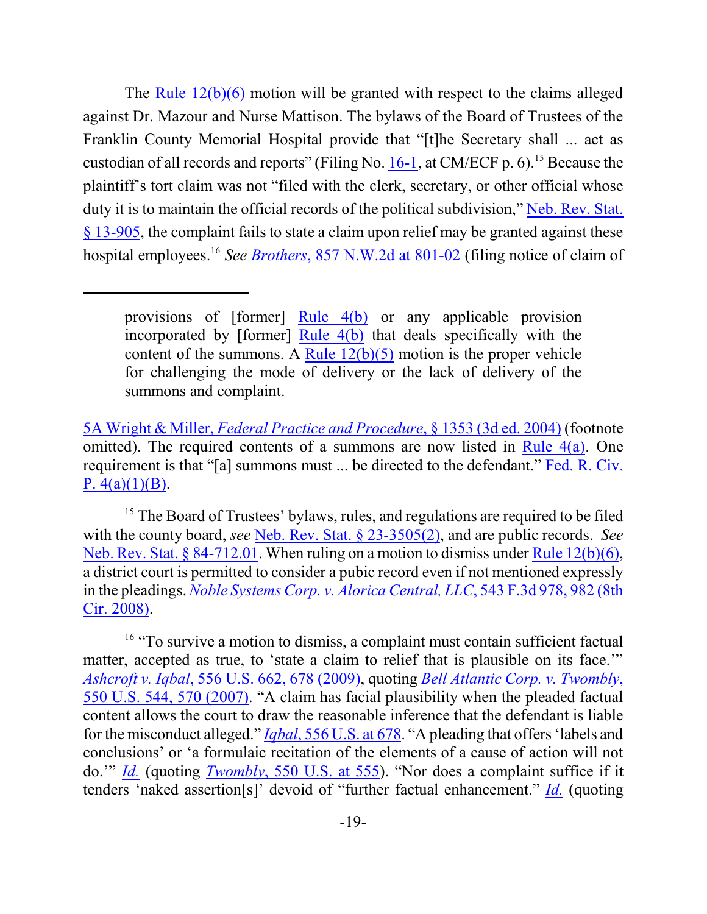The Rule 12(b)(6) motion will be granted with respect to the claims alleged against Dr. Mazour and Nurse Mattison. The bylaws of the Board of Trustees of the Franklin County Memorial Hospital provide that "[t]he Secretary shall ... act as custodian of all records and reports" (Filing No. 16-1, at CM/ECF p. 6).[15] Because the plaintiff's tort claim was not "filed with the clerk, secretary, or other official whose duty it is to maintain the official records of the political subdivision," Neb. Rev. Stat. § 13-905, the complaint fails to state a claim upon relief may be granted against these hospital employees.[16] *See* *Brothers*, 857 N.W.2d at 801-02 (filing notice of claim of

---

> provisions of [former] Rule 4(b) or any applicable provision incorporated by [former] Rule 4(b) that deals specifically with the content of the summons. A Rule 12(b)(5) motion is the proper vehicle for challenging the mode of delivery or the lack of delivery of the summons and complaint.

5A Wright & Miller, *Federal Practice and Procedure*, § 1353 (3d ed. 2004) (footnote omitted). The required contents of a summons are now listed in Rule 4(a). One requirement is that "[a] summons must ... be directed to the defendant." Fed. R. Civ. P. 4(a)(1)(B).

[15] The Board of Trustees' bylaws, rules, and regulations are required to be filed with the county board, *see* Neb. Rev. Stat. § 23-3505(2), and are public records. *See* Neb. Rev. Stat. § 84-712.01. When ruling on a motion to dismiss under Rule 12(b)(6), a district court is permitted to consider a pubic record even if not mentioned expressly in the pleadings. *Noble Systems Corp. v. Alorica Central, LLC*, 543 F.3d 978, 982 (8th Cir. 2008).

[16] "To survive a motion to dismiss, a complaint must contain sufficient factual matter, accepted as true, to 'state a claim to relief that is plausible on its face.'" *Ashcroft v. Iqbal*, 556 U.S. 662, 678 (2009), quoting *Bell Atlantic Corp. v. Twombly*, 550 U.S. 544, 570 (2007). "A claim has facial plausibility when the pleaded factual content allows the court to draw the reasonable inference that the defendant is liable for the misconduct alleged." *Iqbal*, 556 U.S. at 678. "A pleading that offers 'labels and conclusions' or 'a formulaic recitation of the elements of a cause of action will not do.'" *Id.* (quoting *Twombly*, 550 U.S. at 555). "Nor does a complaint suffice if it tenders 'naked assertion[s]' devoid of "further factual enhancement." *Id.* (quoting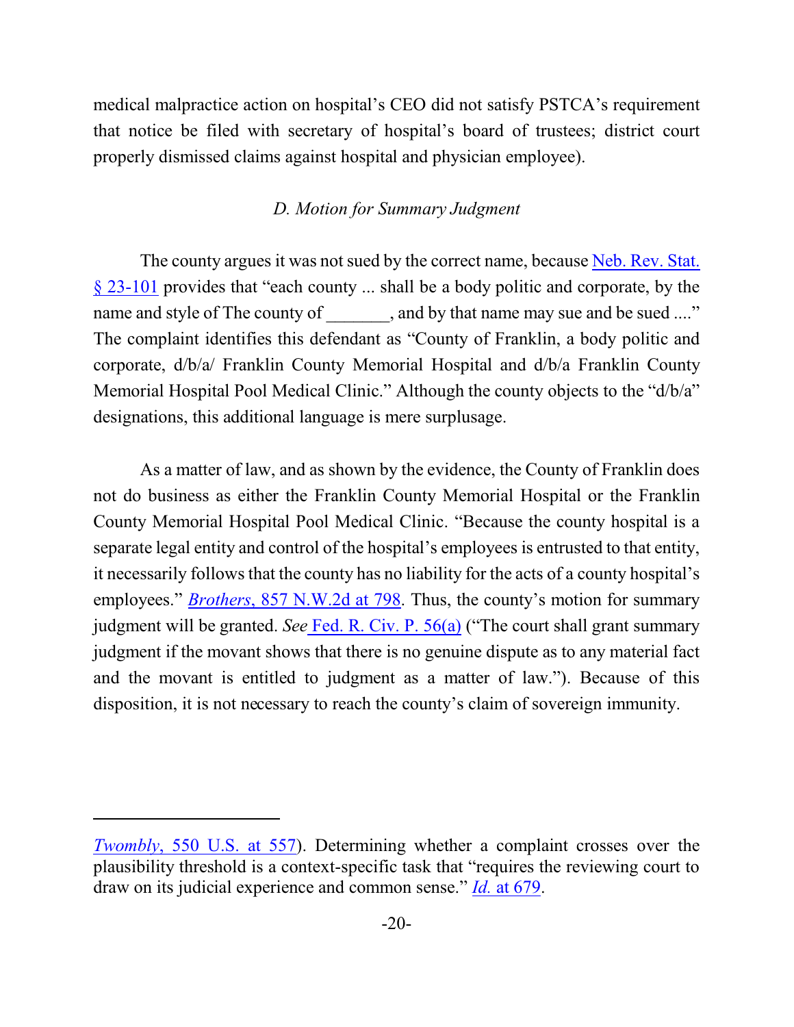medical malpractice action on hospital's CEO did not satisfy PSTCA's requirement that notice be filed with secretary of hospital's board of trustees; district court properly dismissed claims against hospital and physician employee).

### *D. Motion for Summary Judgment*

The county argues it was not sued by the correct name, because Neb. Rev. Stat. § 23-101 provides that "each county ... shall be a body politic and corporate, by the name and style of The county of _______, and by that name may sue and be sued ...." The complaint identifies this defendant as "County of Franklin, a body politic and corporate, d/b/a/ Franklin County Memorial Hospital and d/b/a Franklin County Memorial Hospital Pool Medical Clinic." Although the county objects to the "d/b/a" designations, this additional language is mere surplusage.

As a matter of law, and as shown by the evidence, the County of Franklin does not do business as either the Franklin County Memorial Hospital or the Franklin County Memorial Hospital Pool Medical Clinic. "Because the county hospital is a separate legal entity and control of the hospital's employees is entrusted to that entity, it necessarily follows that the county has no liability for the acts of a county hospital's employees." *Brothers*, 857 N.W.2d at 798. Thus, the county's motion for summary judgment will be granted. *See* Fed. R. Civ. P. 56(a) ("The court shall grant summary judgment if the movant shows that there is no genuine dispute as to any material fact and the movant is entitled to judgment as a matter of law."). Because of this disposition, it is not necessary to reach the county's claim of sovereign immunity.

---

*Twombly*, 550 U.S. at 557). Determining whether a complaint crosses over the plausibility threshold is a context-specific task that "requires the reviewing court to draw on its judicial experience and common sense." *Id.* at 679.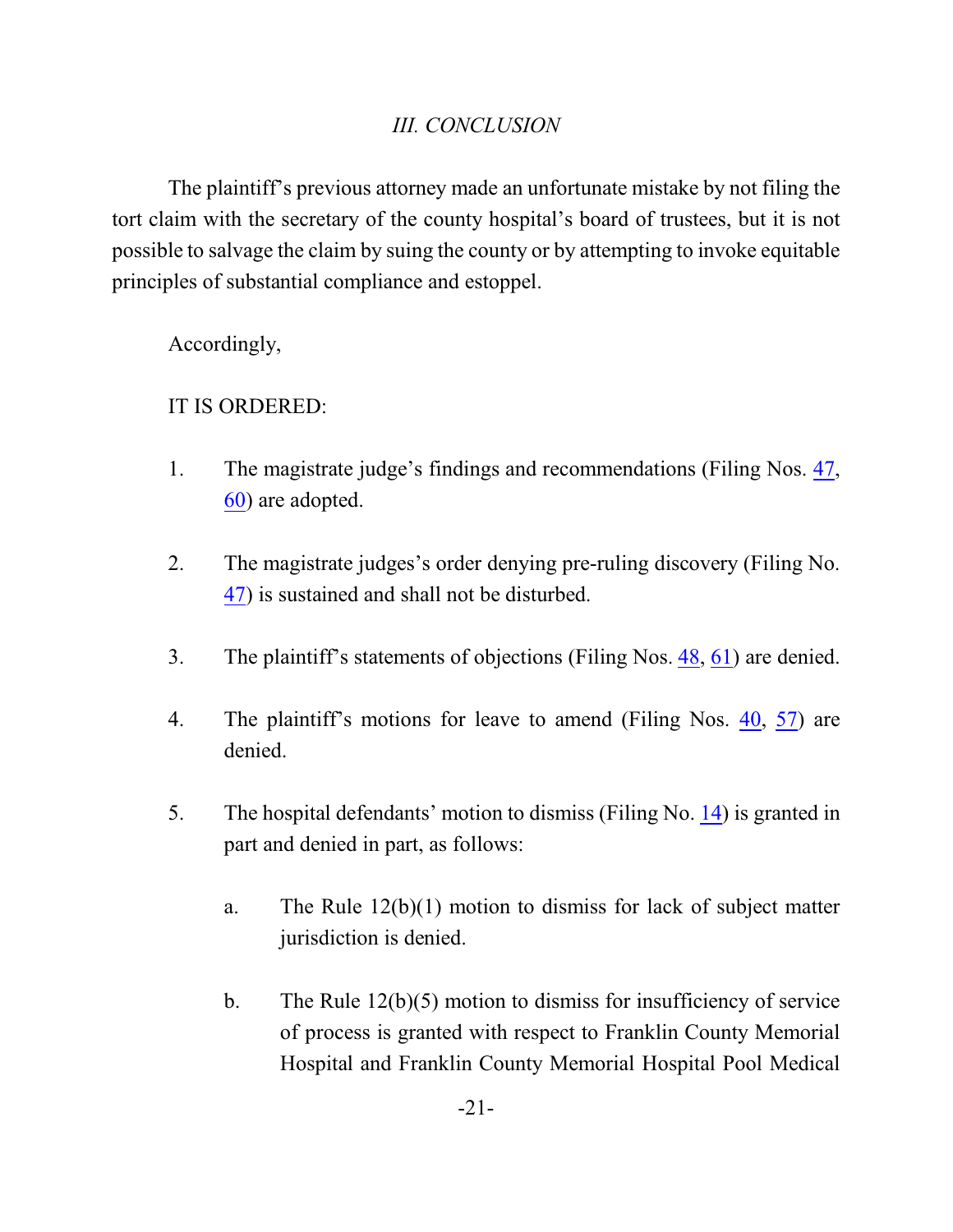### *III. CONCLUSION*

The plaintiff's previous attorney made an unfortunate mistake by not filing the tort claim with the secretary of the county hospital's board of trustees, but it is not possible to salvage the claim by suing the county or by attempting to invoke equitable principles of substantial compliance and estoppel.

Accordingly,

IT IS ORDERED:

1. The magistrate judge's findings and recommendations (Filing Nos. 47, 60) are adopted.

2. The magistrate judges's order denying pre-ruling discovery (Filing No. 47) is sustained and shall not be disturbed.

3. The plaintiff's statements of objections (Filing Nos. 48, 61) are denied.

4. The plaintiff's motions for leave to amend (Filing Nos. 40, 57) are denied.

5. The hospital defendants' motion to dismiss (Filing No. 14) is granted in part and denied in part, as follows:

    a. The Rule 12(b)(1) motion to dismiss for lack of subject matter jurisdiction is denied.

    b. The Rule 12(b)(5) motion to dismiss for insufficiency of service of process is granted with respect to Franklin County Memorial Hospital and Franklin County Memorial Hospital Pool Medical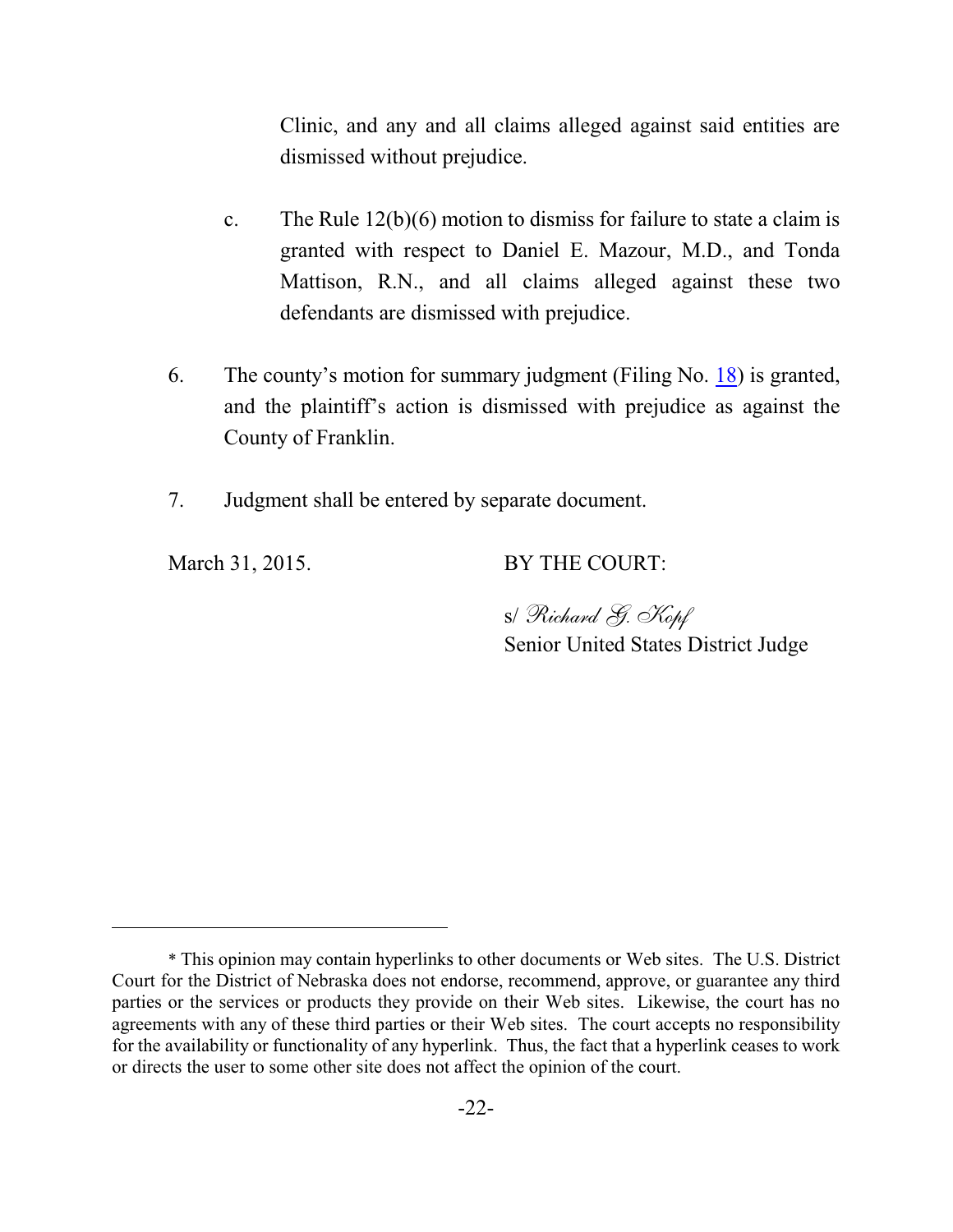Clinic, and any and all claims alleged against said entities are dismissed without prejudice.

c. The Rule 12(b)(6) motion to dismiss for failure to state a claim is granted with respect to Daniel E. Mazour, M.D., and Tonda Mattison, R.N., and all claims alleged against these two defendants are dismissed with prejudice.

6. The county's motion for summary judgment (Filing No. 18) is granted, and the plaintiff's action is dismissed with prejudice as against the County of Franklin.

7. Judgment shall be entered by separate document.

March 31, 2015.

BY THE COURT:

s/ *Richard G. Kopf*
Senior United States District Judge

---

\* This opinion may contain hyperlinks to other documents or Web sites. The U.S. District Court for the District of Nebraska does not endorse, recommend, approve, or guarantee any third parties or the services or products they provide on their Web sites. Likewise, the court has no agreements with any of these third parties or their Web sites. The court accepts no responsibility for the availability or functionality of any hyperlink. Thus, the fact that a hyperlink ceases to work or directs the user to some other site does not affect the opinion of the court.